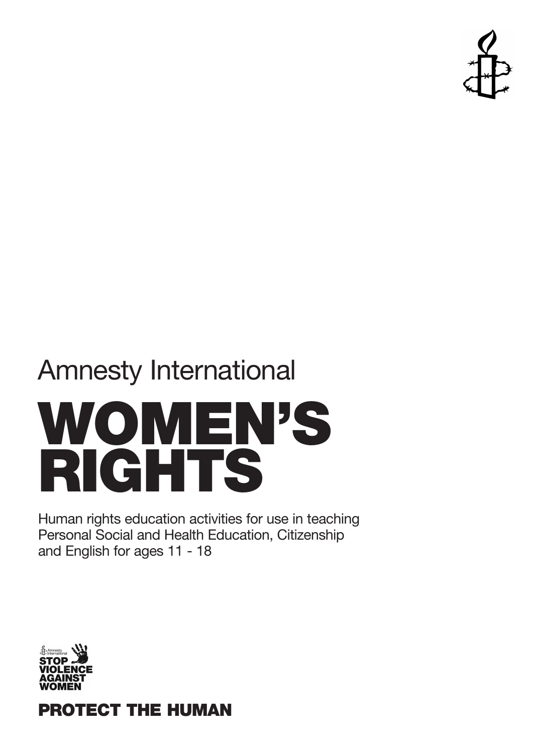Amnesty International

# WOMEN'S RIGHTS

Human rights education activities for use in teaching Personal Social and Health Education, Citizenship and English for ages 11 - 18

Amnesty International
STOP VIOLENCE AGAINST WOMEN

**PROTECT THE HUMAN**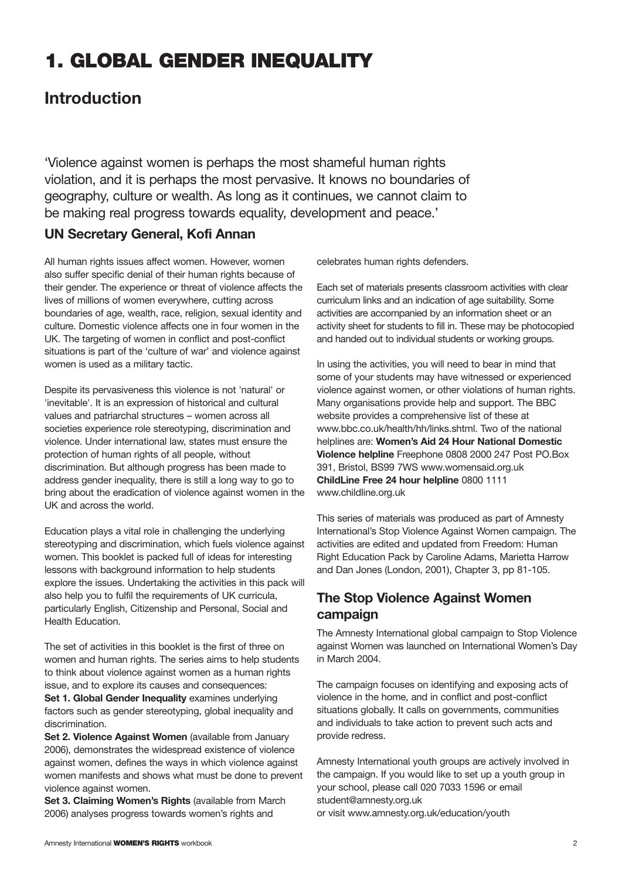# 1. GLOBAL GENDER INEQUALITY

## Introduction

'Violence against women is perhaps the most shameful human rights violation, and it is perhaps the most pervasive. It knows no boundaries of geography, culture or wealth. As long as it continues, we cannot claim to be making real progress towards equality, development and peace.'

**UN Secretary General, Kofi Annan**

All human rights issues affect women. However, women also suffer specific denial of their human rights because of their gender. The experience or threat of violence affects the lives of millions of women everywhere, cutting across boundaries of age, wealth, race, religion, sexual identity and culture. Domestic violence affects one in four women in the UK. The targeting of women in conflict and post-conflict situations is part of the 'culture of war' and violence against women is used as a military tactic.

Despite its pervasiveness this violence is not 'natural' or 'inevitable'. It is an expression of historical and cultural values and patriarchal structures – women across all societies experience role stereotyping, discrimination and violence. Under international law, states must ensure the protection of human rights of all people, without discrimination. But although progress has been made to address gender inequality, there is still a long way to go to bring about the eradication of violence against women in the UK and across the world.

Education plays a vital role in challenging the underlying stereotyping and discrimination, which fuels violence against women. This booklet is packed full of ideas for interesting lessons with background information to help students explore the issues. Undertaking the activities in this pack will also help you to fulfil the requirements of UK curricula, particularly English, Citizenship and Personal, Social and Health Education.

The set of activities in this booklet is the first of three on women and human rights. The series aims to help students to think about violence against women as a human rights issue, and to explore its causes and consequences:

**Set 1. Global Gender Inequality** examines underlying factors such as gender stereotyping, global inequality and discrimination.

**Set 2. Violence Against Women** (available from January 2006), demonstrates the widespread existence of violence against women, defines the ways in which violence against women manifests and shows what must be done to prevent violence against women.

**Set 3. Claiming Women's Rights** (available from March 2006) analyses progress towards women's rights and celebrates human rights defenders.

Each set of materials presents classroom activities with clear curriculum links and an indication of age suitability. Some activities are accompanied by an information sheet or an activity sheet for students to fill in. These may be photocopied and handed out to individual students or working groups.

In using the activities, you will need to bear in mind that some of your students may have witnessed or experienced violence against women, or other violations of human rights. Many organisations provide help and support. The BBC website provides a comprehensive list of these at www.bbc.co.uk/health/hh/links.shtml. Two of the national helplines are: **Women's Aid 24 Hour National Domestic Violence helpline** Freephone 0808 2000 247 Post PO.Box 391, Bristol, BS99 7WS www.womensaid.org.uk **ChildLine Free 24 hour helpline** 0800 1111 www.childline.org.uk

This series of materials was produced as part of Amnesty International's Stop Violence Against Women campaign. The activities are edited and updated from Freedom: Human Right Education Pack by Caroline Adams, Marietta Harrow and Dan Jones (London, 2001), Chapter 3, pp 81-105.

## The Stop Violence Against Women campaign

The Amnesty International global campaign to Stop Violence against Women was launched on International Women's Day in March 2004.

The campaign focuses on identifying and exposing acts of violence in the home, and in conflict and post-conflict situations globally. It calls on governments, communities and individuals to take action to prevent such acts and provide redress.

Amnesty International youth groups are actively involved in the campaign. If you would like to set up a youth group in your school, please call 020 7033 1596 or email student@amnesty.org.uk
or visit www.amnesty.org.uk/education/youth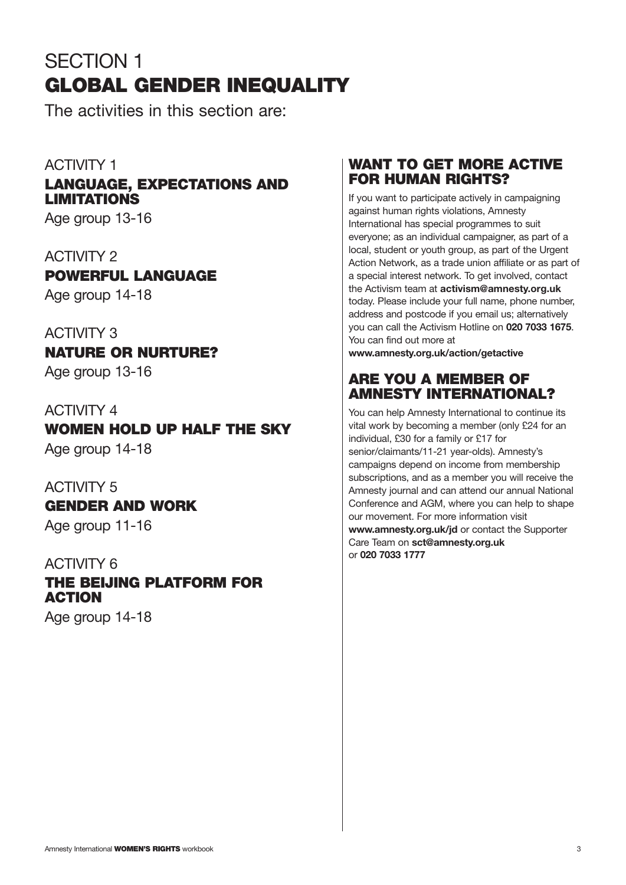# SECTION 1
# GLOBAL GENDER INEQUALITY

The activities in this section are:

## ACTIVITY 1
### LANGUAGE, EXPECTATIONS AND LIMITATIONS
Age group 13-16

## ACTIVITY 2
### POWERFUL LANGUAGE
Age group 14-18

## ACTIVITY 3
### NATURE OR NURTURE?
Age group 13-16

## ACTIVITY 4
### WOMEN HOLD UP HALF THE SKY
Age group 14-18

## ACTIVITY 5
### GENDER AND WORK
Age group 11-16

## ACTIVITY 6
### THE BEIJING PLATFORM FOR ACTION
Age group 14-18

## WANT TO GET MORE ACTIVE FOR HUMAN RIGHTS?

If you want to participate actively in campaigning against human rights violations, Amnesty International has special programmes to suit everyone; as an individual campaigner, as part of a local, student or youth group, as part of the Urgent Action Network, as a trade union affiliate or as part of a special interest network. To get involved, contact the Activism team at **activism@amnesty.org.uk** today. Please include your full name, phone number, address and postcode if you email us; alternatively you can call the Activism Hotline on **020 7033 1675**. You can find out more at **www.amnesty.org.uk/action/getactive**

## ARE YOU A MEMBER OF AMNESTY INTERNATIONAL?

You can help Amnesty International to continue its vital work by becoming a member (only £24 for an individual, £30 for a family or £17 for senior/claimants/11-21 year-olds). Amnesty's campaigns depend on income from membership subscriptions, and as a member you will receive the Amnesty journal and can attend our annual National Conference and AGM, where you can help to shape our movement. For more information visit **www.amnesty.org.uk/jd** or contact the Supporter Care Team on **sct@amnesty.org.uk** or **020 7033 1777**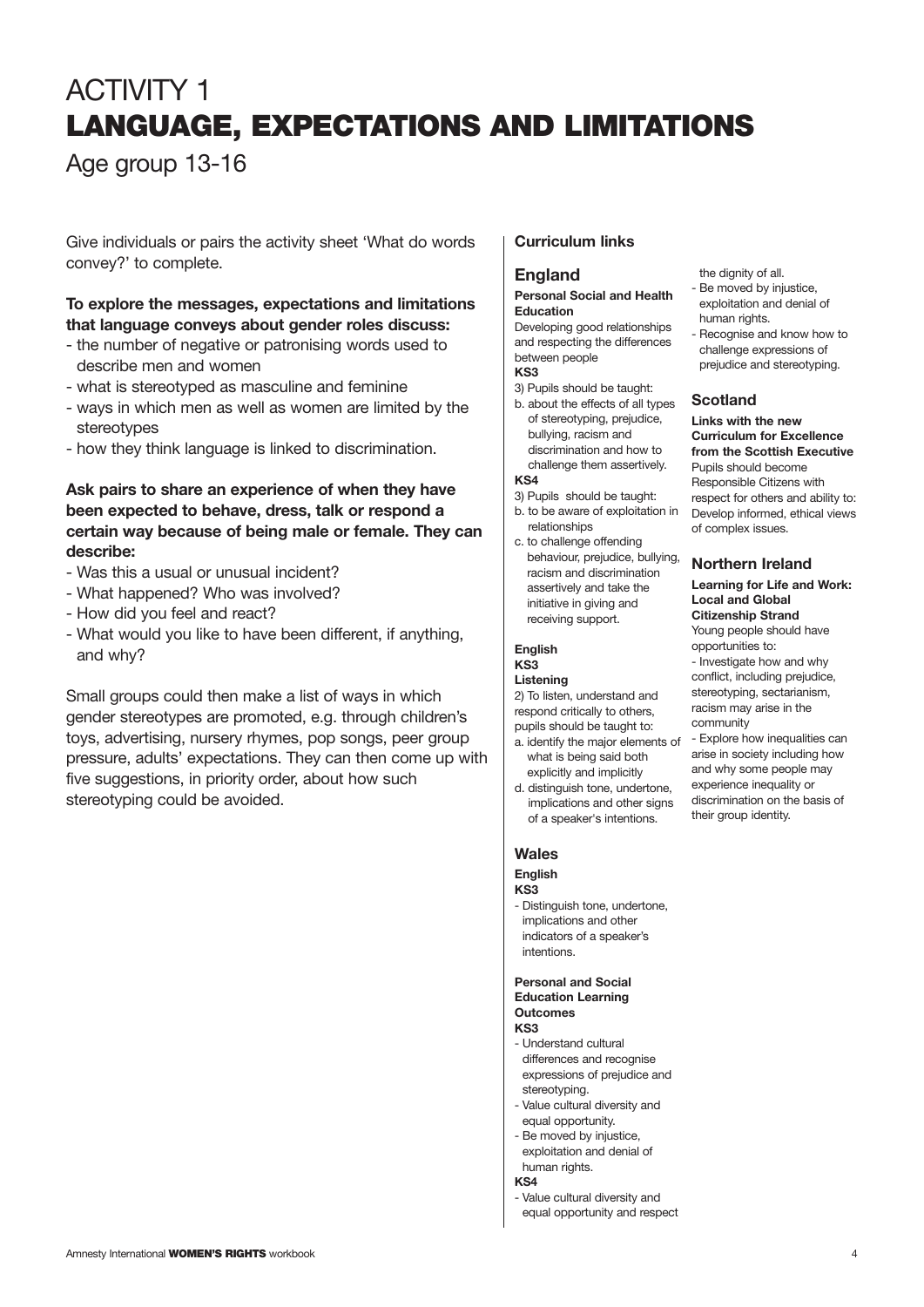# ACTIVITY 1
# LANGUAGE, EXPECTATIONS AND LIMITATIONS

Age group 13-16

Give individuals or pairs the activity sheet 'What do words convey?' to complete.

**To explore the messages, expectations and limitations that language conveys about gender roles discuss:**

- the number of negative or patronising words used to describe men and women
- what is stereotyped as masculine and feminine
- ways in which men as well as women are limited by the stereotypes
- how they think language is linked to discrimination.

**Ask pairs to share an experience of when they have been expected to behave, dress, talk or respond a certain way because of being male or female. They can describe:**

- Was this a usual or unusual incident?
- What happened? Who was involved?
- How did you feel and react?
- What would you like to have been different, if anything, and why?

Small groups could then make a list of ways in which gender stereotypes are promoted, e.g. through children's toys, advertising, nursery rhymes, pop songs, peer group pressure, adults' expectations. They can then come up with five suggestions, in priority order, about how such stereotyping could be avoided.

### Curriculum links

## England

**Personal Social and Health Education**

Developing good relationships and respecting the differences between people

**KS3**

3) Pupils should be taught:

b. about the effects of all types of stereotyping, prejudice, bullying, racism and discrimination and how to challenge them assertively.

**KS4**

3) Pupils should be taught:

b. to be aware of exploitation in relationships

c. to challenge offending behaviour, prejudice, bullying, racism and discrimination assertively and take the initiative in giving and receiving support.

**English**

**KS3**

**Listening**

2) To listen, understand and respond critically to others, pupils should be taught to:

a. identify the major elements of what is being said both explicitly and implicitly

d. distinguish tone, undertone, implications and other signs of a speaker's intentions.

## Wales

**English**

**KS3**

- Distinguish tone, undertone, implications and other indicators of a speaker's intentions.

**Personal and Social Education Learning Outcomes**

**KS3**

- Understand cultural differences and recognise expressions of prejudice and stereotyping.
- Value cultural diversity and equal opportunity.
- Be moved by injustice, exploitation and denial of human rights.

**KS4**

- Value cultural diversity and equal opportunity and respect the dignity of all.
- Be moved by injustice, exploitation and denial of human rights.
- Recognise and know how to challenge expressions of prejudice and stereotyping.

## Scotland

**Links with the new Curriculum for Excellence from the Scottish Executive**

Pupils should become Responsible Citizens with respect for others and ability to: Develop informed, ethical views of complex issues.

## Northern Ireland

**Learning for Life and Work: Local and Global Citizenship Strand**

Young people should have opportunities to:

- Investigate how and why conflict, including prejudice, stereotyping, sectarianism, racism may arise in the community
- Explore how inequalities can arise in society including how and why some people may experience inequality or discrimination on the basis of their group identity.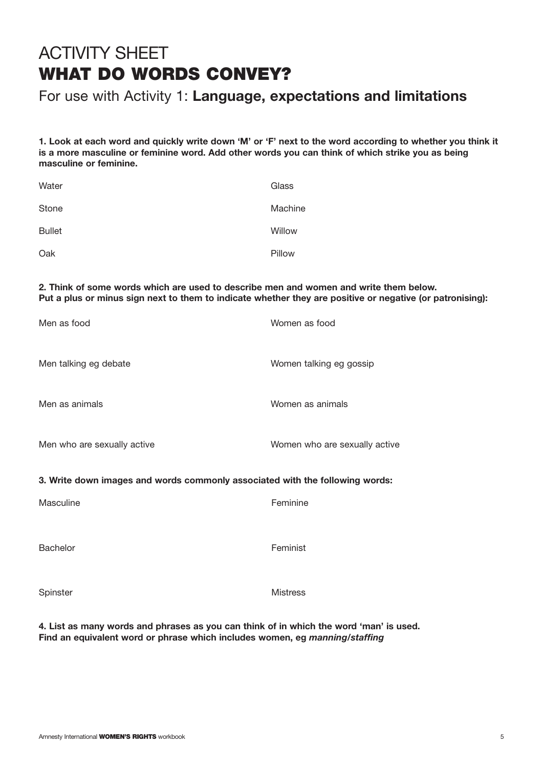# ACTIVITY SHEET
# WHAT DO WORDS CONVEY?

## For use with Activity 1: **Language, expectations and limitations**

**1. Look at each word and quickly write down 'M' or 'F' next to the word according to whether you think it is a more masculine or feminine word. Add other words you can think of which strike you as being masculine or feminine.**

| | |
|---|---|
| Water | Glass |
| Stone | Machine |
| Bullet | Willow |
| Oak | Pillow |

**2. Think of some words which are used to describe men and women and write them below. Put a plus or minus sign next to them to indicate whether they are positive or negative (or patronising):**

| | |
|---|---|
| Men as food | Women as food |
| Men talking eg debate | Women talking eg gossip |
| Men as animals | Women as animals |
| Men who are sexually active | Women who are sexually active |

**3. Write down images and words commonly associated with the following words:**

| | |
|---|---|
| Masculine | Feminine |
| Bachelor | Feminist |
| Spinster | Mistress |

**4. List as many words and phrases as you can think of in which the word 'man' is used. Find an equivalent word or phrase which includes women, eg *manning/staffing***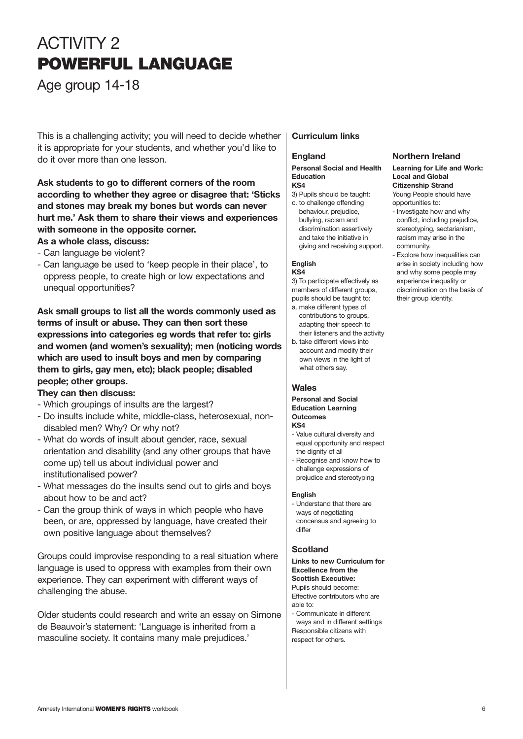# ACTIVITY 2
# POWERFUL LANGUAGE

Age group 14-18

This is a challenging activity; you will need to decide whether it is appropriate for your students, and whether you'd like to do it over more than one lesson.

**Ask students to go to different corners of the room according to whether they agree or disagree that: 'Sticks and stones may break my bones but words can never hurt me.' Ask them to share their views and experiences with someone in the opposite corner.**

**As a whole class, discuss:**

- Can language be violent?
- Can language be used to 'keep people in their place', to oppress people, to create high or low expectations and unequal opportunities?

**Ask small groups to list all the words commonly used as terms of insult or abuse. They can then sort these expressions into categories eg words that refer to: girls and women (and women's sexuality); men (noticing words which are used to insult boys and men by comparing them to girls, gay men, etc); black people; disabled people; other groups.**

**They can then discuss:**

- Which groupings of insults are the largest?
- Do insults include white, middle-class, heterosexual, non-disabled men? Why? Or why not?
- What do words of insult about gender, race, sexual orientation and disability (and any other groups that have come up) tell us about individual power and institutionalised power?
- What messages do the insults send out to girls and boys about how to be and act?
- Can the group think of ways in which people who have been, or are, oppressed by language, have created their own positive language about themselves?

Groups could improvise responding to a real situation where language is used to oppress with examples from their own experience. They can experiment with different ways of challenging the abuse.

Older students could research and write an essay on Simone de Beauvoir's statement: 'Language is inherited from a masculine society. It contains many male prejudices.'

## Curriculum links

### England

**Personal Social and Health Education**
**KS4**

3) Pupils should be taught:
c. to challenge offending behaviour, prejudice, bullying, racism and discrimination assertively and take the initiative in giving and receiving support.

**English**
**KS4**

3) To participate effectively as members of different groups, pupils should be taught to:
a. make different types of contributions to groups, adapting their speech to their listeners and the activity
b. take different views into account and modify their own views in the light of what others say.

### Wales

**Personal and Social Education Learning Outcomes**
**KS4**

- Value cultural diversity and equal opportunity and respect the dignity of all
- Recognise and know how to challenge expressions of prejudice and stereotyping

**English**

- Understand that there are ways of negotiating concensus and agreeing to differ

### Scotland

**Links to new Curriculum for Excellence from the Scottish Executive:**

Pupils should become:
Effective contributors who are able to:
- Communicate in different ways and in different settings

Responsible citizens with respect for others.

### Northern Ireland

**Learning for Life and Work: Local and Global Citizenship Strand**

Young People should have opportunities to:

- Investigate how and why conflict, including prejudice, stereotyping, sectarianism, racism may arise in the community.
- Explore how inequalities can arise in society including how and why some people may experience inequality or discrimination on the basis of their group identity.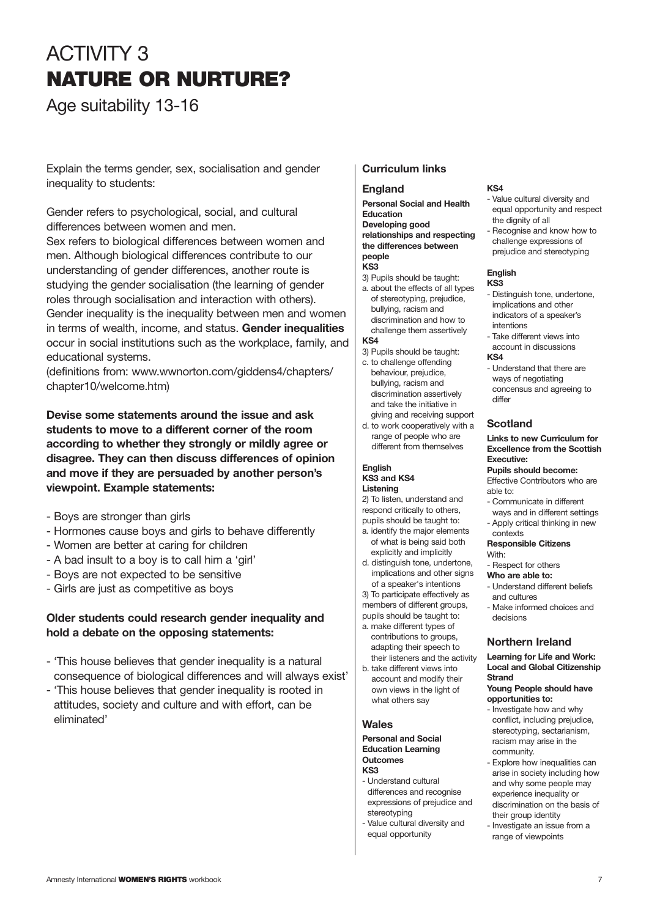# ACTIVITY 3
# NATURE OR NURTURE?

Age suitability 13-16

Explain the terms gender, sex, socialisation and gender inequality to students:

Gender refers to psychological, social, and cultural differences between women and men.
Sex refers to biological differences between women and men. Although biological differences contribute to our understanding of gender differences, another route is studying the gender socialisation (the learning of gender roles through socialisation and interaction with others).
Gender inequality is the inequality between men and women in terms of wealth, income, and status. **Gender inequalities** occur in social institutions such as the workplace, family, and educational systems.
(definitions from: www.wwnorton.com/giddens4/chapters/chapter10/welcome.htm)

**Devise some statements around the issue and ask students to move to a different corner of the room according to whether they strongly or mildly agree or disagree. They can then discuss differences of opinion and move if they are persuaded by another person's viewpoint. Example statements:**

- Boys are stronger than girls
- Hormones cause boys and girls to behave differently
- Women are better at caring for children
- A bad insult to a boy is to call him a 'girl'
- Boys are not expected to be sensitive
- Girls are just as competitive as boys

**Older students could research gender inequality and hold a debate on the opposing statements:**

- 'This house believes that gender inequality is a natural consequence of biological differences and will always exist'
- 'This house believes that gender inequality is rooted in attitudes, society and culture and with effort, can be eliminated'

### Curriculum links

#### England

**Personal Social and Health Education**
**Developing good relationships and respecting the differences between people**
**KS3**
3) Pupils should be taught:
a. about the effects of all types of stereotyping, prejudice, bullying, racism and discrimination and how to challenge them assertively

**KS4**
3) Pupils should be taught:
c. to challenge offending behaviour, prejudice, bullying, racism and discrimination assertively and take the initiative in giving and receiving support
d. to work cooperatively with a range of people who are different from themselves

**English**
**KS3 and KS4**
**Listening**
2) To listen, understand and respond critically to others, pupils should be taught to:
a. identify the major elements of what is being said both explicitly and implicitly
d. distinguish tone, undertone, implications and other signs of a speaker's intentions
3) To participate effectively as members of different groups, pupils should be taught to:
a. make different types of contributions to groups, adapting their speech to their listeners and the activity
b. take different views into account and modify their own views in the light of what others say

#### Wales

**Personal and Social Education Learning Outcomes**
**KS3**
- Understand cultural differences and recognise expressions of prejudice and stereotyping
- Value cultural diversity and equal opportunity

**KS4**
- Value cultural diversity and equal opportunity and respect the dignity of all
- Recognise and know how to challenge expressions of prejudice and stereotyping

**English**
**KS3**
- Distinguish tone, undertone, implications and other indicators of a speaker's intentions
- Take different views into account in discussions

**KS4**
- Understand that there are ways of negotiating concensus and agreeing to differ

#### Scotland

**Links to new Curriculum for Excellence from the Scottish Executive:**
**Pupils should become:**
Effective Contributors who are able to:
- Communicate in different ways and in different settings
- Apply critical thinking in new contexts

**Responsible Citizens**
With:
- Respect for others

**Who are able to:**
- Understand different beliefs and cultures
- Make informed choices and decisions

#### Northern Ireland

**Learning for Life and Work: Local and Global Citizenship Strand**
**Young People should have opportunities to:**
- Investigate how and why conflict, including prejudice, stereotyping, sectarianism, racism may arise in the community.
- Explore how inequalities can arise in society including how and why some people may experience inequality or discrimination on the basis of their group identity
- Investigate an issue from a range of viewpoints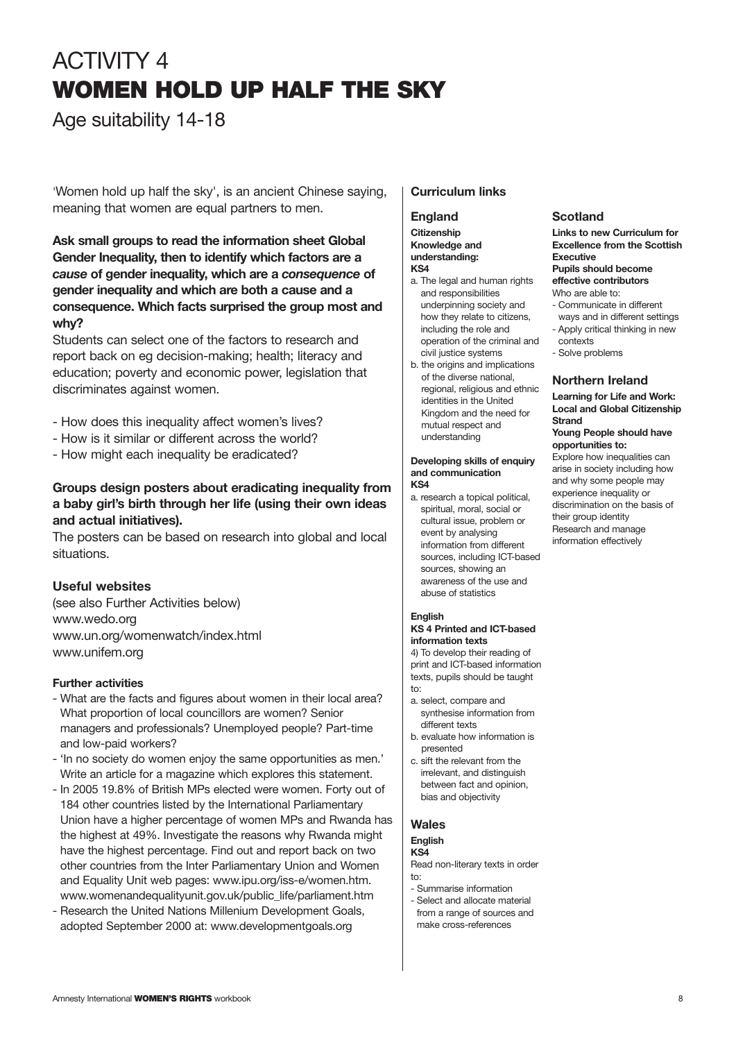# ACTIVITY 4
# WOMEN HOLD UP HALF THE SKY

Age suitability 14-18

'Women hold up half the sky', is an ancient Chinese saying, meaning that women are equal partners to men.

**Ask small groups to read the information sheet Global Gender Inequality, then to identify which factors are a *cause* of gender inequality, which are a *consequence* of gender inequality and which are both a cause and a consequence. Which facts surprised the group most and why?**

Students can select one of the factors to research and report back on eg decision-making; health; literacy and education; poverty and economic power, legislation that discriminates against women.

- How does this inequality affect women's lives?
- How is it similar or different across the world?
- How might each inequality be eradicated?

**Groups design posters about eradicating inequality from a baby girl's birth through her life (using their own ideas and actual initiatives).**

The posters can be based on research into global and local situations.

### Useful websites

(see also Further Activities below)
www.wedo.org
www.un.org/womenwatch/index.html
www.unifem.org

#### Further activities

- What are the facts and figures about women in their local area? What proportion of local councillors are women? Senior managers and professionals? Unemployed people? Part-time and low-paid workers?
- 'In no society do women enjoy the same opportunities as men.' Write an article for a magazine which explores this statement.
- In 2005 19.8% of British MPs elected were women. Forty out of 184 other countries listed by the International Parliamentary Union have a higher percentage of women MPs and Rwanda has the highest at 49%. Investigate the reasons why Rwanda might have the highest percentage. Find out and report back on two other countries from the Inter Parliamentary Union and Women and Equality Unit web pages: www.ipu.org/iss-e/women.htm. www.womenandequalityunit.gov.uk/public_life/parliament.htm
- Research the United Nations Millenium Development Goals, adopted September 2000 at: www.developmentgoals.org

## Curriculum links

### England

**Citizenship**
**Knowledge and understanding:**
**KS4**

a. The legal and human rights and responsibilities underpinning society and how they relate to citizens, including the role and operation of the criminal and civil justice systems
b. the origins and implications of the diverse national, regional, religious and ethnic identities in the United Kingdom and the need for mutual respect and understanding

**Developing skills of enquiry and communication**
**KS4**

a. research a topical political, spiritual, moral, social or cultural issue, problem or event by analysing information from different sources, including ICT-based sources, showing an awareness of the use and abuse of statistics

**English**
**KS 4 Printed and ICT-based information texts**

4) To develop their reading of print and ICT-based information texts, pupils should be taught to:

a. select, compare and synthesise information from different texts
b. evaluate how information is presented
c. sift the relevant from the irrelevant, and distinguish between fact and opinion, bias and objectivity

### Wales

**English**
**KS4**

Read non-literary texts in order to:

- Summarise information
- Select and allocate material from a range of sources and make cross-references

### Scotland

**Links to new Curriculum for Excellence from the Scottish Executive**
**Pupils should become effective contributors**

Who are able to:

- Communicate in different ways and in different settings
- Apply critical thinking in new contexts
- Solve problems

### Northern Ireland

**Learning for Life and Work: Local and Global Citizenship Strand**
**Young People should have opportunities to:**

Explore how inequalities can arise in society including how and why some people may experience inequality or discrimination on the basis of their group identity
Research and manage information effectively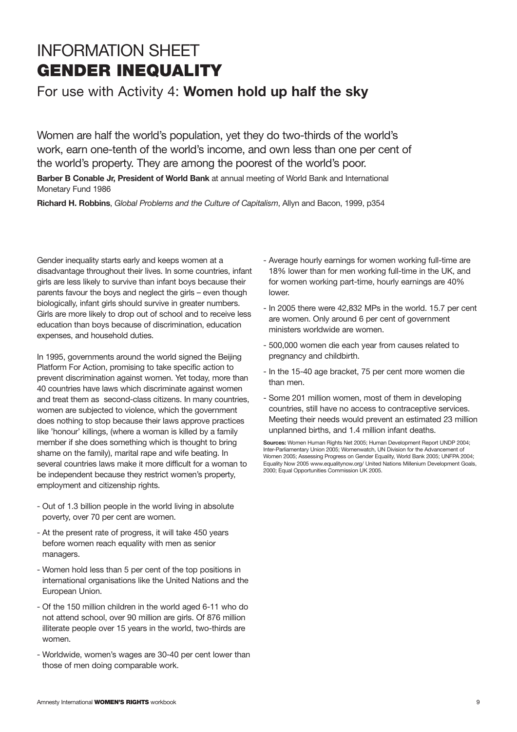# INFORMATION SHEET
# GENDER INEQUALITY

## For use with Activity 4: **Women hold up half the sky**

Women are half the world's population, yet they do two-thirds of the world's work, earn one-tenth of the world's income, and own less than one per cent of the world's property. They are among the poorest of the world's poor.

**Barber B Conable Jr, President of World Bank** at annual meeting of World Bank and International Monetary Fund 1986

**Richard H. Robbins**, *Global Problems and the Culture of Capitalism*, Allyn and Bacon, 1999, p354

Gender inequality starts early and keeps women at a disadvantage throughout their lives. In some countries, infant girls are less likely to survive than infant boys because their parents favour the boys and neglect the girls – even though biologically, infant girls should survive in greater numbers. Girls are more likely to drop out of school and to receive less education than boys because of discrimination, education expenses, and household duties.

In 1995, governments around the world signed the Beijing Platform For Action, promising to take specific action to prevent discrimination against women. Yet today, more than 40 countries have laws which discriminate against women and treat them as second-class citizens. In many countries, women are subjected to violence, which the government does nothing to stop because their laws approve practices like 'honour' killings, (where a woman is killed by a family member if she does something which is thought to bring shame on the family), marital rape and wife beating. In several countries laws make it more difficult for a woman to be independent because they restrict women's property, employment and citizenship rights.

- Out of 1.3 billion people in the world living in absolute poverty, over 70 per cent are women.
- At the present rate of progress, it will take 450 years before women reach equality with men as senior managers.
- Women hold less than 5 per cent of the top positions in international organisations like the United Nations and the European Union.
- Of the 150 million children in the world aged 6-11 who do not attend school, over 90 million are girls. Of 876 million illiterate people over 15 years in the world, two-thirds are women.
- Worldwide, women's wages are 30-40 per cent lower than those of men doing comparable work.
- Average hourly earnings for women working full-time are 18% lower than for men working full-time in the UK, and for women working part-time, hourly earnings are 40% lower.
- In 2005 there were 42,832 MPs in the world. 15.7 per cent are women. Only around 6 per cent of government ministers worldwide are women.
- 500,000 women die each year from causes related to pregnancy and childbirth.
- In the 15-40 age bracket, 75 per cent more women die than men.
- Some 201 million women, most of them in developing countries, still have no access to contraceptive services. Meeting their needs would prevent an estimated 23 million unplanned births, and 1.4 million infant deaths.

**Sources:** Women Human Rights Net 2005; Human Development Report UNDP 2004; Inter-Parliamentary Union 2005; Womenwatch, UN Division for the Advancement of Women 2005; Assessing Progress on Gender Equality, World Bank 2005; UNFPA 2004; Equality Now 2005 www.equalitynow.org/ United Nations Millenium Development Goals, 2000; Equal Opportunities Commission UK 2005.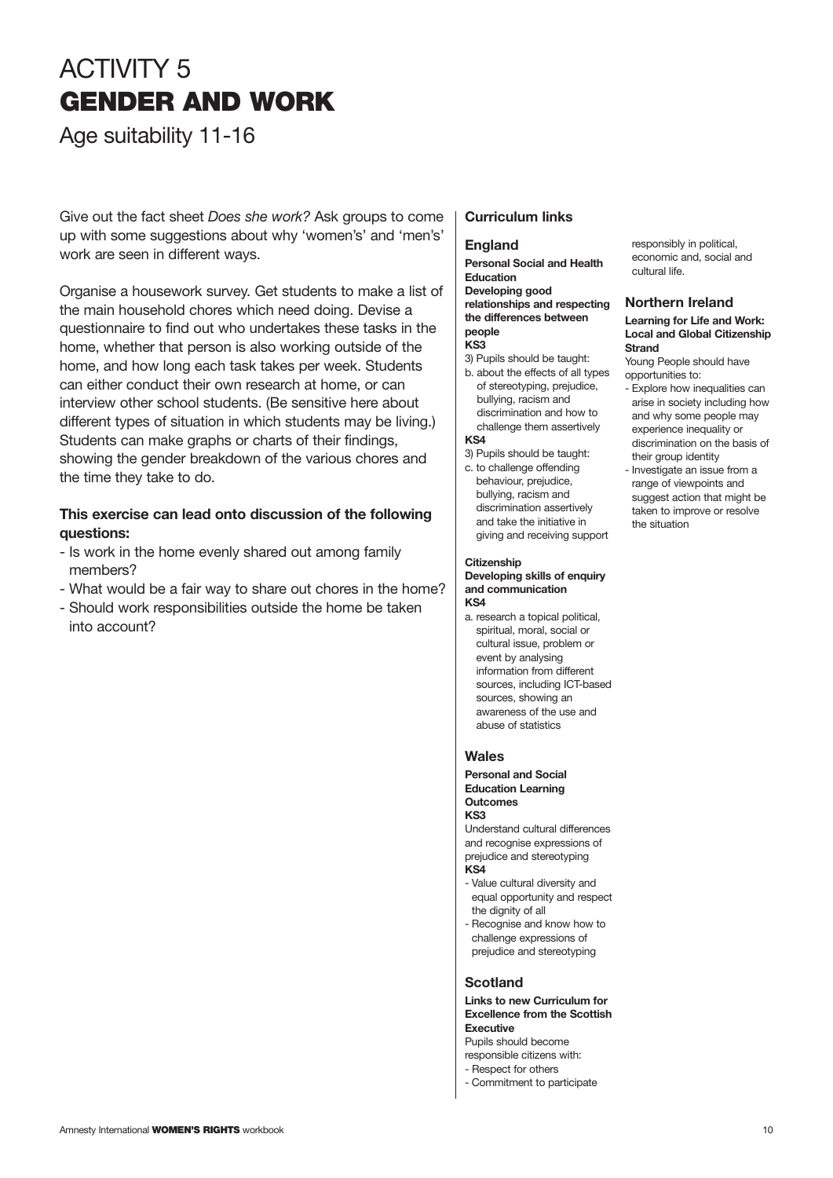# ACTIVITY 5
# GENDER AND WORK

Age suitability 11-16

Give out the fact sheet *Does she work?* Ask groups to come up with some suggestions about why 'women's' and 'men's' work are seen in different ways.

Organise a housework survey. Get students to make a list of the main household chores which need doing. Devise a questionnaire to find out who undertakes these tasks in the home, whether that person is also working outside of the home, and how long each task takes per week. Students can either conduct their own research at home, or can interview other school students. (Be sensitive here about different types of situation in which students may be living.) Students can make graphs or charts of their findings, showing the gender breakdown of the various chores and the time they take to do.

**This exercise can lead onto discussion of the following questions:**

- Is work in the home evenly shared out among family members?
- What would be a fair way to share out chores in the home?
- Should work responsibilities outside the home be taken into account?

## Curriculum links

### England

**Personal Social and Health Education**
**Developing good relationships and respecting the differences between people**
**KS3**

3) Pupils should be taught:
b. about the effects of all types of stereotyping, prejudice, bullying, racism and discrimination and how to challenge them assertively

**KS4**

3) Pupils should be taught:
c. to challenge offending behaviour, prejudice, bullying, racism and discrimination assertively and take the initiative in giving and receiving support

**Citizenship**
**Developing skills of enquiry and communication**
**KS4**

a. research a topical political, spiritual, moral, social or cultural issue, problem or event by analysing information from different sources, including ICT-based sources, showing an awareness of the use and abuse of statistics

### Wales

**Personal and Social Education Learning Outcomes**
**KS3**

Understand cultural differences and recognise expressions of prejudice and stereotyping

**KS4**

- Value cultural diversity and equal opportunity and respect the dignity of all
- Recognise and know how to challenge expressions of prejudice and stereotyping

### Scotland

**Links to new Curriculum for Excellence from the Scottish Executive**

Pupils should become responsible citizens with:
- Respect for others
- Commitment to participate responsibly in political, economic and, social and cultural life.

### Northern Ireland

**Learning for Life and Work: Local and Global Citizenship Strand**

Young People should have opportunities to:
- Explore how inequalities can arise in society including how and why some people may experience inequality or discrimination on the basis of their group identity
- Investigate an issue from a range of viewpoints and suggest action that might be taken to improve or resolve the situation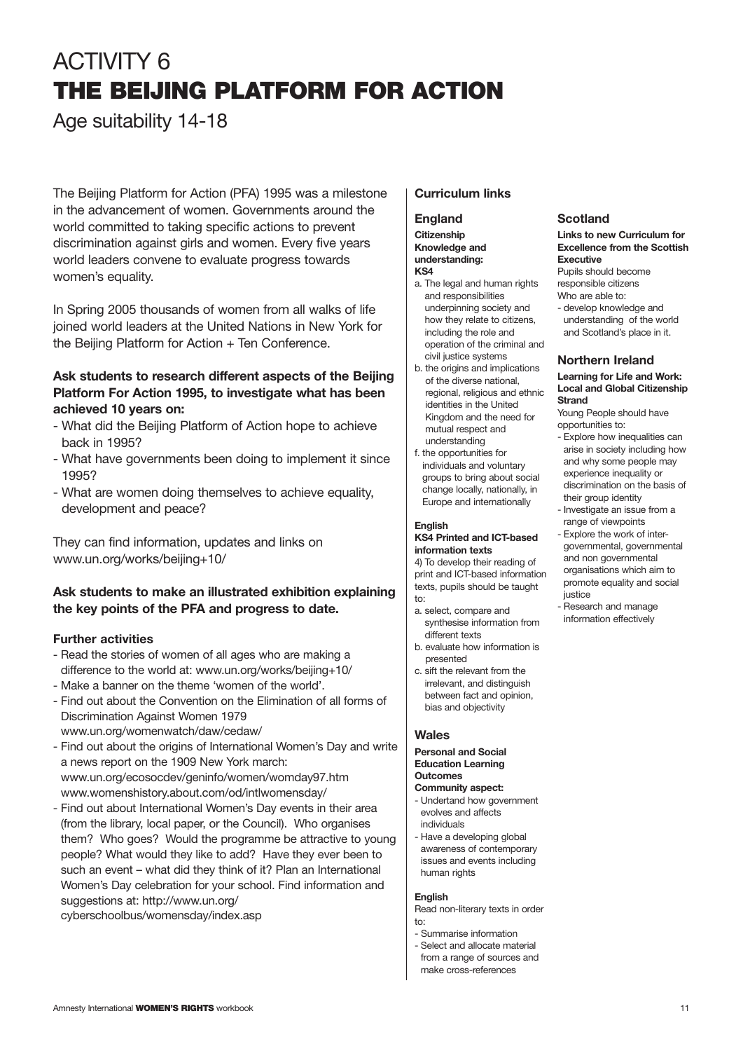# ACTIVITY 6
# THE BEIJING PLATFORM FOR ACTION

Age suitability 14-18

The Beijing Platform for Action (PFA) 1995 was a milestone in the advancement of women. Governments around the world committed to taking specific actions to prevent discrimination against girls and women. Every five years world leaders convene to evaluate progress towards women's equality.

In Spring 2005 thousands of women from all walks of life joined world leaders at the United Nations in New York for the Beijing Platform for Action + Ten Conference.

**Ask students to research different aspects of the Beijing Platform For Action 1995, to investigate what has been achieved 10 years on:**

- What did the Beijing Platform of Action hope to achieve back in 1995?
- What have governments been doing to implement it since 1995?
- What are women doing themselves to achieve equality, development and peace?

They can find information, updates and links on www.un.org/works/beijing+10/

**Ask students to make an illustrated exhibition explaining the key points of the PFA and progress to date.**

### Further activities

- Read the stories of women of all ages who are making a difference to the world at: www.un.org/works/beijing+10/
- Make a banner on the theme 'women of the world'.
- Find out about the Convention on the Elimination of all forms of Discrimination Against Women 1979 www.un.org/womenwatch/daw/cedaw/
- Find out about the origins of International Women's Day and write a news report on the 1909 New York march: www.un.org/ecosocdev/geninfo/women/womday97.htm www.womenshistory.about.com/od/intlwomensday/
- Find out about International Women's Day events in their area (from the library, local paper, or the Council). Who organises them? Who goes? Would the programme be attractive to young people? What would they like to add? Have they ever been to such an event – what did they think of it? Plan an International Women's Day celebration for your school. Find information and suggestions at: http://www.un.org/cyberschoolbus/womensday/index.asp

### Curriculum links

#### England

**Citizenship Knowledge and understanding: KS4**

a. The legal and human rights and responsibilities underpinning society and how they relate to citizens, including the role and operation of the criminal and civil justice systems
b. the origins and implications of the diverse national, regional, religious and ethnic identities in the United Kingdom and the need for mutual respect and understanding
f. the opportunities for individuals and voluntary groups to bring about social change locally, nationally, in Europe and internationally

**English**
**KS4 Printed and ICT-based information texts**

4) To develop their reading of print and ICT-based information texts, pupils should be taught to:

a. select, compare and synthesise information from different texts
b. evaluate how information is presented
c. sift the relevant from the irrelevant, and distinguish between fact and opinion, bias and objectivity

#### Wales

**Personal and Social Education Learning Outcomes**
**Community aspect:**

- Undertand how government evolves and affects individuals
- Have a developing global awareness of contemporary issues and events including human rights

**English**

Read non-literary texts in order to:

- Summarise information
- Select and allocate material from a range of sources and make cross-references

#### Scotland

**Links to new Curriculum for Excellence from the Scottish Executive**

Pupils should become responsible citizens
Who are able to:

- develop knowledge and understanding of the world and Scotland's place in it.

#### Northern Ireland

**Learning for Life and Work: Local and Global Citizenship Strand**

Young People should have opportunities to:

- Explore how inequalities can arise in society including how and why some people may experience inequality or discrimination on the basis of their group identity
- Investigate an issue from a range of viewpoints
- Explore the work of inter-governmental, governmental and non governmental organisations which aim to promote equality and social justice
- Research and manage information effectively